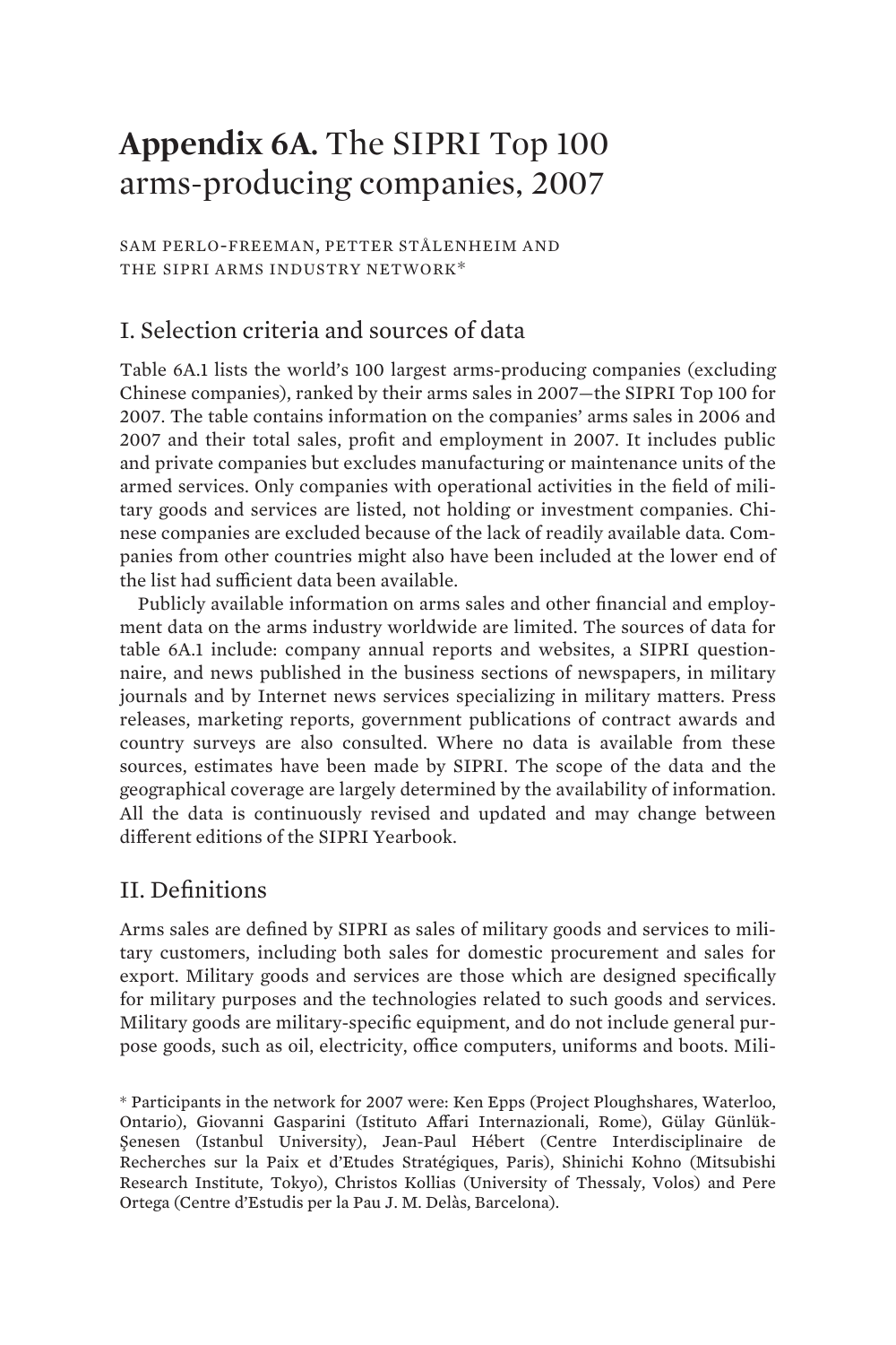# **Appendix 6A.** The SIPRI Top 100 arms-producing companies, 2007

SAM PERLO-FREEMAN, PETTER STÅLENHEIM AND THE SIPRI ARMS INDUSTRY NETWORK*

## I. Selection criteria and sources of data

Table 6A.1 lists the world's 100 largest arms-producing companies (excluding Chinese companies), ranked by their arms sales in 2007—the SIPRI Top 100 for 2007. The table contains information on the companies' arms sales in 2006 and 2007 and their total sales, profit and employment in 2007. It includes public and private companies but excludes manufacturing or maintenance units of the armed services. Only companies with operational activities in the field of military goods and services are listed, not holding or investment companies. Chinese companies are excluded because of the lack of readily available data. Companies from other countries might also have been included at the lower end of the list had sufficient data been available.

Publicly available information on arms sales and other financial and employment data on the arms industry worldwide are limited. The sources of data for table 6A.1 include: company annual reports and websites, a SIPRI questionnaire, and news published in the business sections of newspapers, in military journals and by Internet news services specializing in military matters. Press releases, marketing reports, government publications of contract awards and country surveys are also consulted. Where no data is available from these sources, estimates have been made by SIPRI. The scope of the data and the geographical coverage are largely determined by the availability of information. All the data is continuously revised and updated and may change between different editions of the SIPRI Yearbook.

## II. Definitions

Arms sales are defined by SIPRI as sales of military goods and services to military customers, including both sales for domestic procurement and sales for export. Military goods and services are those which are designed specifically for military purposes and the technologies related to such goods and services. Military goods are military-specific equipment, and do not include general purpose goods, such as oil, electricity, office computers, uniforms and boots. Mili-

* Participants in the network for 2007 were: Ken Epps (Project Ploughshares, Waterloo, Ontario), Giovanni Gasparini (Istituto Affari Internazionali, Rome), Gülay Günlük-Şenesen (Istanbul University), Jean-Paul Hébert (Centre Interdisciplinaire de Recherches sur la Paix et d'Etudes Stratégiques, Paris), Shinichi Kohno (Mitsubishi Research Institute, Tokyo), Christos Kollias (University of Thessaly, Volos) and Pere Ortega (Centre d'Estudis per la Pau J. M. Delàs, Barcelona).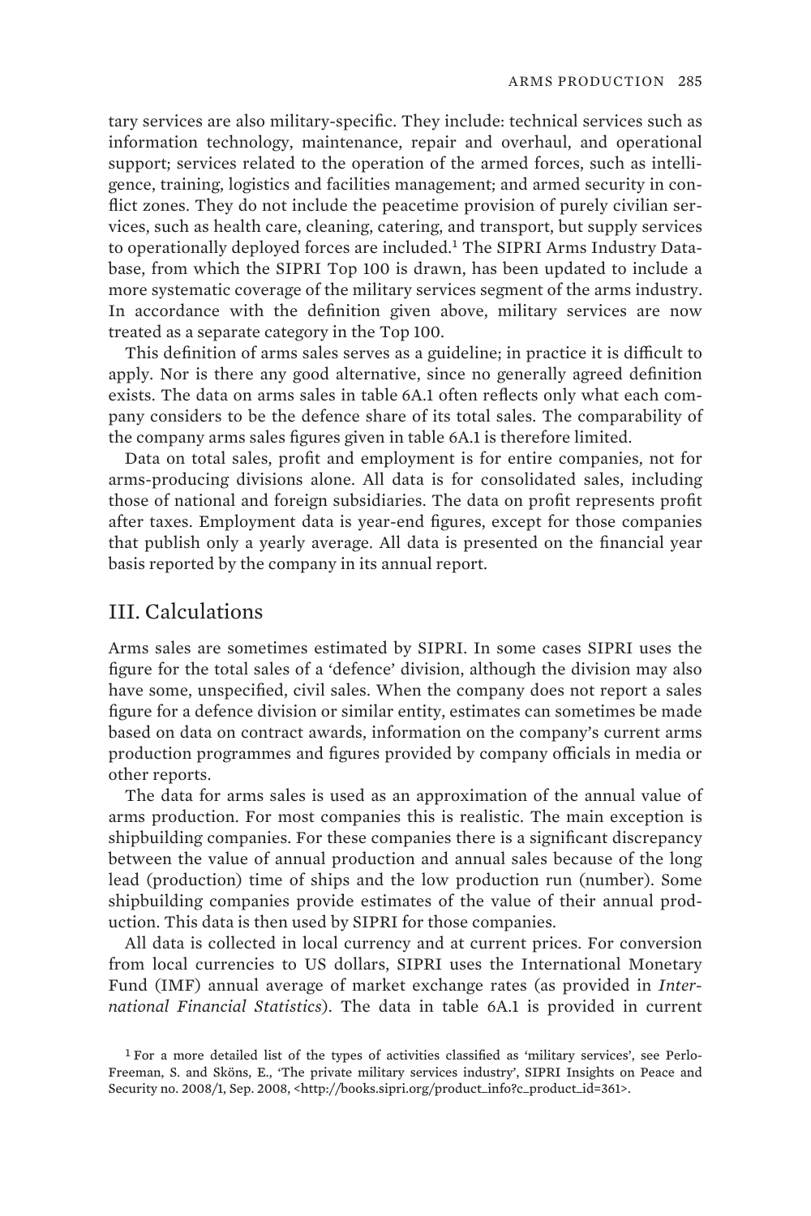tary services are also military-specific. They include: technical services such as information technology, maintenance, repair and overhaul, and operational support; services related to the operation of the armed forces, such as intelligence, training, logistics and facilities management; and armed security in conflict zones. They do not include the peacetime provision of purely civilian services, such as health care, cleaning, catering, and transport, but supply services to operationally deployed forces are included.[1] The SIPRI Arms Industry Database, from which the SIPRI Top 100 is drawn, has been updated to include a more systematic coverage of the military services segment of the arms industry. In accordance with the definition given above, military services are now treated as a separate category in the Top 100.

This definition of arms sales serves as a guideline; in practice it is difficult to apply. Nor is there any good alternative, since no generally agreed definition exists. The data on arms sales in table 6A.1 often reflects only what each company considers to be the defence share of its total sales. The comparability of the company arms sales figures given in table 6A.1 is therefore limited.

Data on total sales, profit and employment is for entire companies, not for arms-producing divisions alone. All data is for consolidated sales, including those of national and foreign subsidiaries. The data on profit represents profit after taxes. Employment data is year-end figures, except for those companies that publish only a yearly average. All data is presented on the financial year basis reported by the company in its annual report.

## III. Calculations

Arms sales are sometimes estimated by SIPRI. In some cases SIPRI uses the figure for the total sales of a 'defence' division, although the division may also have some, unspecified, civil sales. When the company does not report a sales figure for a defence division or similar entity, estimates can sometimes be made based on data on contract awards, information on the company's current arms production programmes and figures provided by company officials in media or other reports.

The data for arms sales is used as an approximation of the annual value of arms production. For most companies this is realistic. The main exception is shipbuilding companies. For these companies there is a significant discrepancy between the value of annual production and annual sales because of the long lead (production) time of ships and the low production run (number). Some shipbuilding companies provide estimates of the value of their annual production. This data is then used by SIPRI for those companies.

All data is collected in local currency and at current prices. For conversion from local currencies to US dollars, SIPRI uses the International Monetary Fund (IMF) annual average of market exchange rates (as provided in *International Financial Statistics*). The data in table 6A.1 is provided in current

[1] For a more detailed list of the types of activities classified as 'military services', see Perlo-Freeman, S. and Sköns, E., 'The private military services industry', SIPRI Insights on Peace and Security no. 2008/1, Sep. 2008, <http://books.sipri.org/product_info?c_product_id=361>.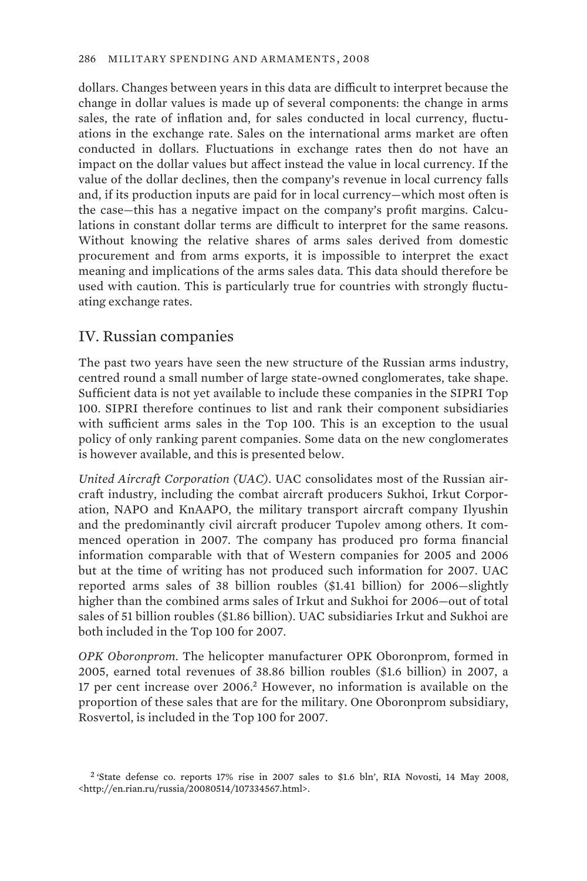dollars. Changes between years in this data are difficult to interpret because the change in dollar values is made up of several components: the change in arms sales, the rate of inflation and, for sales conducted in local currency, fluctuations in the exchange rate. Sales on the international arms market are often conducted in dollars. Fluctuations in exchange rates then do not have an impact on the dollar values but affect instead the value in local currency. If the value of the dollar declines, then the company's revenue in local currency falls and, if its production inputs are paid for in local currency—which most often is the case—this has a negative impact on the company's profit margins. Calculations in constant dollar terms are difficult to interpret for the same reasons. Without knowing the relative shares of arms sales derived from domestic procurement and from arms exports, it is impossible to interpret the exact meaning and implications of the arms sales data. This data should therefore be used with caution. This is particularly true for countries with strongly fluctuating exchange rates.

## IV. Russian companies

The past two years have seen the new structure of the Russian arms industry, centred round a small number of large state-owned conglomerates, take shape. Sufficient data is not yet available to include these companies in the SIPRI Top 100. SIPRI therefore continues to list and rank their component subsidiaries with sufficient arms sales in the Top 100. This is an exception to the usual policy of only ranking parent companies. Some data on the new conglomerates is however available, and this is presented below.

*United Aircraft Corporation (UAC)*. UAC consolidates most of the Russian aircraft industry, including the combat aircraft producers Sukhoi, Irkut Corporation, NAPO and KnAAPO, the military transport aircraft company Ilyushin and the predominantly civil aircraft producer Tupolev among others. It commenced operation in 2007. The company has produced pro forma financial information comparable with that of Western companies for 2005 and 2006 but at the time of writing has not produced such information for 2007. UAC reported arms sales of 38 billion roubles ($1.41 billion) for 2006—slightly higher than the combined arms sales of Irkut and Sukhoi for 2006—out of total sales of 51 billion roubles ($1.86 billion). UAC subsidiaries Irkut and Sukhoi are both included in the Top 100 for 2007.

*OPK Oboronprom*. The helicopter manufacturer OPK Oboronprom, formed in 2005, earned total revenues of 38.86 billion roubles ($1.6 billion) in 2007, a 17 per cent increase over 2006.[2] However, no information is available on the proportion of these sales that are for the military. One Oboronprom subsidiary, Rosvertol, is included in the Top 100 for 2007.

[2] 'State defense co. reports 17% rise in 2007 sales to $1.6 bln', RIA Novosti, 14 May 2008, <http://en.rian.ru/russia/20080514/107334567.html>.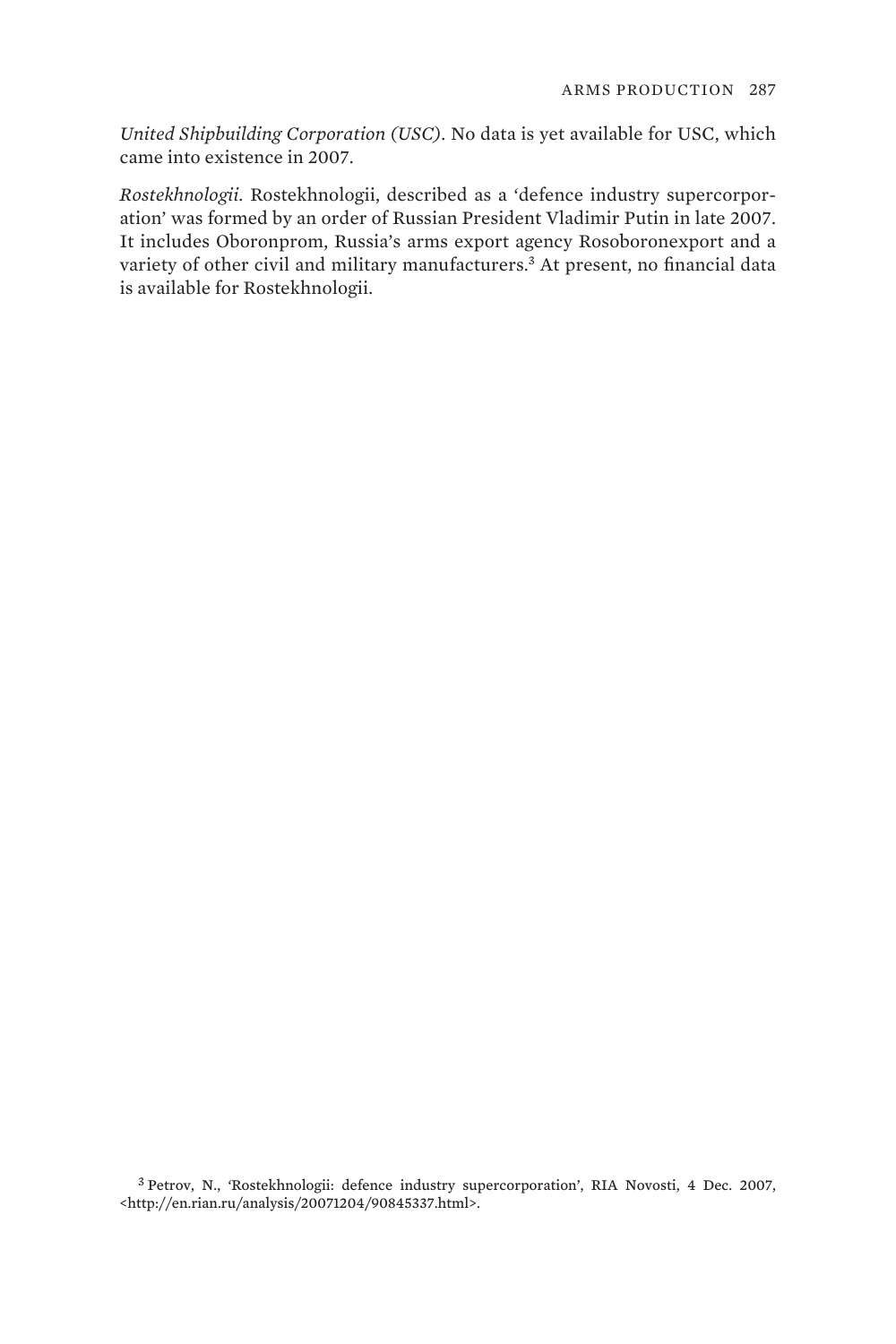*United Shipbuilding Corporation (USC)*. No data is yet available for USC, which came into existence in 2007.

*Rostekhnologii*. Rostekhnologii, described as a 'defence industry supercorporation' was formed by an order of Russian President Vladimir Putin in late 2007. It includes Oboronprom, Russia's arms export agency Rosoboronexport and a variety of other civil and military manufacturers.[3] At present, no financial data is available for Rostekhnologii.

[3] Petrov, N., 'Rostekhnologii: defence industry supercorporation', RIA Novosti, 4 Dec. 2007, <http://en.rian.ru/analysis/20071204/90845337.html>.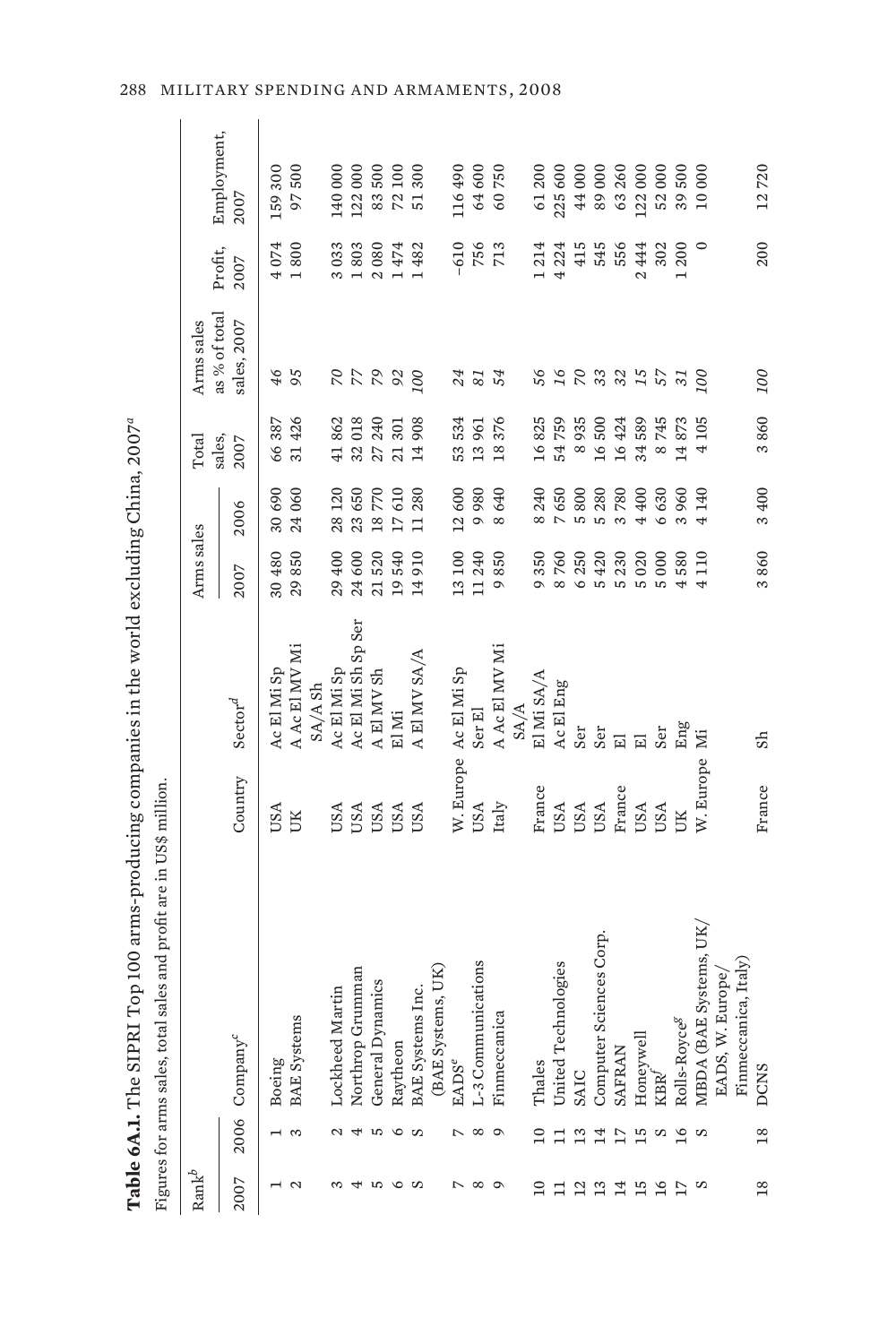**Table 6A.1.** The SIPRI Top 100 arms-producing companies in the world excluding China, 2007[a]

Figures for arms sales, total sales and profit are in US$ million.

| Rank[b] | | | | | Arms sales | | Total | Arms sales | | |
|---|---|---|---|---|---|---|---|---|---|---|
| 2007 | 2006 | Company[c] | Country | Sector[d] | 2007 | 2006 | sales, 2007 | as % of total sales, 2007 | Profit, 2007 | Employment, 2007 |
| 1 | 1 | Boeing | USA | Ac El Mi Sp | 30 480 | 30 690 | 66 387 | *46* | 4 074 | 159 300 |
| 2 | 3 | BAE Systems | UK | A Ac El MV Mi SA/A Sh | 29 850 | 24 060 | 31 426 | *95* | 1 800 | 97 500 |
| 3 | 2 | Lockheed Martin | USA | Ac El Mi Sp | 29 400 | 28 120 | 41 862 | *70* | 3 033 | 140 000 |
| 4 | 4 | Northrop Grumman | USA | Ac El Mi Sh Sp Ser | 24 600 | 23 650 | 32 018 | *77* | 1 803 | 122 000 |
| 5 | 5 | General Dynamics | USA | A El MV Sh | 21 520 | 18 770 | 27 240 | *79* | 2 080 | 83 500 |
| 6 | 6 | Raytheon | USA | El Mi | 19 540 | 17 610 | 21 301 | *92* | 1 474 | 72 100 |
| S | S | BAE Systems Inc. (BAE Systems, UK) | USA | A El MV SA/A | 14 910 | 11 280 | 14 908 | *100* | 1 482 | 51 300 |
| 7 | 7 | EADS[e] | W. Europe | Ac El Mi Sp | 13 100 | 12 600 | 53 534 | *24* | –610 | 116 490 |
| 8 | 8 | L-3 Communications | USA | Ser El | 11 240 | 9 980 | 13 961 | *81* | 756 | 64 600 |
| 9 | 9 | Finmeccanica | Italy | A Ac El MV Mi SA/A | 9 850 | 8 640 | 18 376 | *54* | 713 | 60 750 |
| 10 | 10 | Thales | France | El Mi SA/A | 9 350 | 8 240 | 16 825 | *56* | 1 214 | 61 200 |
| 11 | 11 | United Technologies | USA | Ac El Eng | 8 760 | 7 650 | 54 759 | *16* | 4 224 | 225 600 |
| 12 | 13 | SAIC | USA | Ser | 6 250 | 5 800 | 8 935 | *70* | 415 | 44 000 |
| 13 | 14 | Computer Sciences Corp. | USA | Ser | 5 420 | 5 280 | 16 500 | *33* | 545 | 89 000 |
| 14 | 17 | SAFRAN | France | El | 5 230 | 3 780 | 16 424 | *32* | 556 | 63 260 |
| 15 | 15 | Honeywell | USA | El | 5 020 | 4 400 | 34 589 | *15* | 2 444 | 122 000 |
| 16 | S | KBR[f] | USA | Ser | 5 000 | 6 630 | 8 745 | *57* | 302 | 52 000 |
| 17 | 16 | Rolls-Royce[g] | UK | Eng | 4 580 | 3 960 | 14 873 | *31* | 1 200 | 39 500 |
| S | S | MBDA (BAE Systems, UK/ EADS, W. Europe/ Finmeccanica, Italy) | W. Europe | Mi | 4 110 | 4 140 | 4 105 | *100* | 0 | 10 000 |
| 18 | 18 | DCNS | France | Sh | 3 860 | 3 400 | 3 860 | *100* | 200 | 12 720 |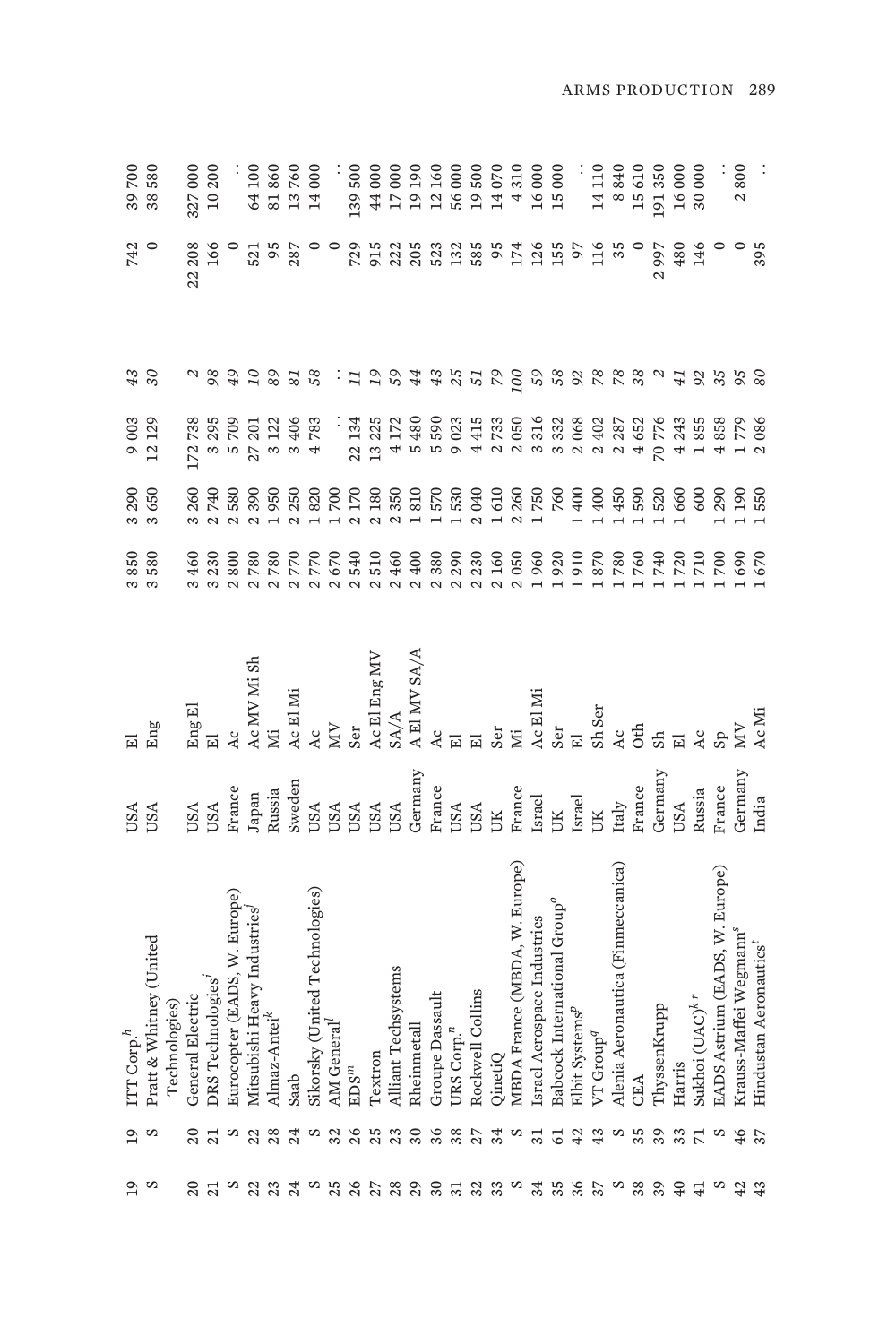| 19 | 19 | ITT Corp.[h] | USA | El | 3 850 | 3 290 | 9 003 | *43* | 742 | 39 700 |
|---|---|---|---|---|---|---|---|---|---|---|
| S | S | Pratt & Whitney (United Technologies) | USA | Eng | 3 580 | 3 650 | 12 129 | *30* | 0 | 38 580 |
| 20 | 20 | General Electric | USA | Eng El | 3 460 | 3 260 | 172 738 | *2* | 22 208 | 327 000 |
| 21 | 21 | DRS Technologies[i] | USA | El | 3 230 | 2 740 | 3 295 | *98* | 166 | 10 200 |
| S | S | Eurocopter (EADS, W. Europe) | France | Ac | 2 800 | 2 580 | 5 709 | *49* | 0 | . . |
| 22 | 22 | Mitsubishi Heavy Industries[j] | Japan | Ac MV Mi Sh | 2 780 | 2 390 | 27 201 | *10* | 521 | 64 100 |
| 23 | 28 | Almaz-Antei[k] | Russia | Mi | 2 780 | 1 950 | 3 122 | *89* | 95 | 81 860 |
| 24 | 24 | Saab | Sweden | Ac El Mi | 2 770 | 2 250 | 3 406 | *81* | 287 | 13 760 |
| S | S | Sikorsky (United Technologies) | USA | Ac | 2 770 | 1 820 | 4 783 | *58* | 0 | 14 000 |
| 25 | 32 | AM General[l] | USA | MV | 2 670 | 1 700 | . . | . . | 0 | . . |
| 26 | 26 | EDS[m] | USA | Ser | 2 540 | 2 170 | 22 134 | *11* | 729 | 139 500 |
| 27 | 25 | Textron | USA | Ac El Eng MV | 2 510 | 2 180 | 13 225 | *19* | 915 | 44 000 |
| 28 | 23 | Alliant Techsystems | USA | SA/A | 2 460 | 2 350 | 4 172 | *59* | 222 | 17 000 |
| 29 | 30 | Rheinmetall | Germany | A El MV SA/A | 2 400 | 1 810 | 5 480 | *44* | 205 | 19 190 |
| 30 | 36 | Groupe Dassault | France | Ac | 2 380 | 1 570 | 5 590 | *43* | 523 | 12 160 |
| 31 | 38 | URS Corp.[n] | USA | El | 2 290 | 1 530 | 9 023 | *25* | 132 | 56 000 |
| 32 | 27 | Rockwell Collins | USA | El | 2 230 | 2 040 | 4 415 | *51* | 585 | 19 500 |
| 33 | 34 | QinetiQ | UK | Ser | 2 160 | 1 610 | 2 733 | *79* | 95 | 14 070 |
| S | S | MBDA France (MBDA, W. Europe) | France | Mi | 2 050 | 2 260 | 2 050 | *100* | 174 | 4 310 |
| 34 | 31 | Israel Aerospace Industries | Israel | Ac El Mi | 1 960 | 1 750 | 3 316 | *59* | 126 | 16 000 |
| 35 | 61 | Babcock International Group[o] | UK | Ser | 1 920 | 760 | 3 332 | *58* | 155 | 15 000 |
| 36 | 42 | Elbit Systems[p] | Israel | El | 1 910 | 1 400 | 2 068 | *92* | 97 | . . |
| 37 | 43 | VT Group[q] | UK | Sh Ser | 1 870 | 1 400 | 2 402 | *78* | 116 | 14 110 |
| S | S | Alenia Aeronautica (Finmeccanica) | Italy | Ac | 1 780 | 1 450 | 2 287 | *78* | 35 | 8 840 |
| 38 | 35 | CEA | France | Oth | 1 760 | 1 590 | 4 652 | *38* | 0 | 15 610 |
| 39 | 39 | ThyssenKrupp | Germany | Sh | 1 740 | 1 520 | 70 776 | *2* | 2 997 | 191 350 |
| 40 | 33 | Harris | USA | El | 1 720 | 1 660 | 4 243 | *41* | 480 | 16 000 |
| 41 | 71 | Sukhoi (UAC)[k r] | Russia | Ac | 1 710 | 600 | 1 855 | *92* | 146 | 30 000 |
| S | S | EADS Astrium (EADS, W. Europe) | France | Sp | 1 700 | 1 290 | 4 858 | *35* | 0 | . . |
| 42 | 46 | Krauss-Maffei Wegmann[s] | Germany | MV | 1 690 | 1 190 | 1 779 | *95* | 0 | 2 800 |
| 43 | 37 | Hindustan Aeronautics[t] | India | Ac Mi | 1 670 | 1 550 | 2 086 | *80* | 395 | . . |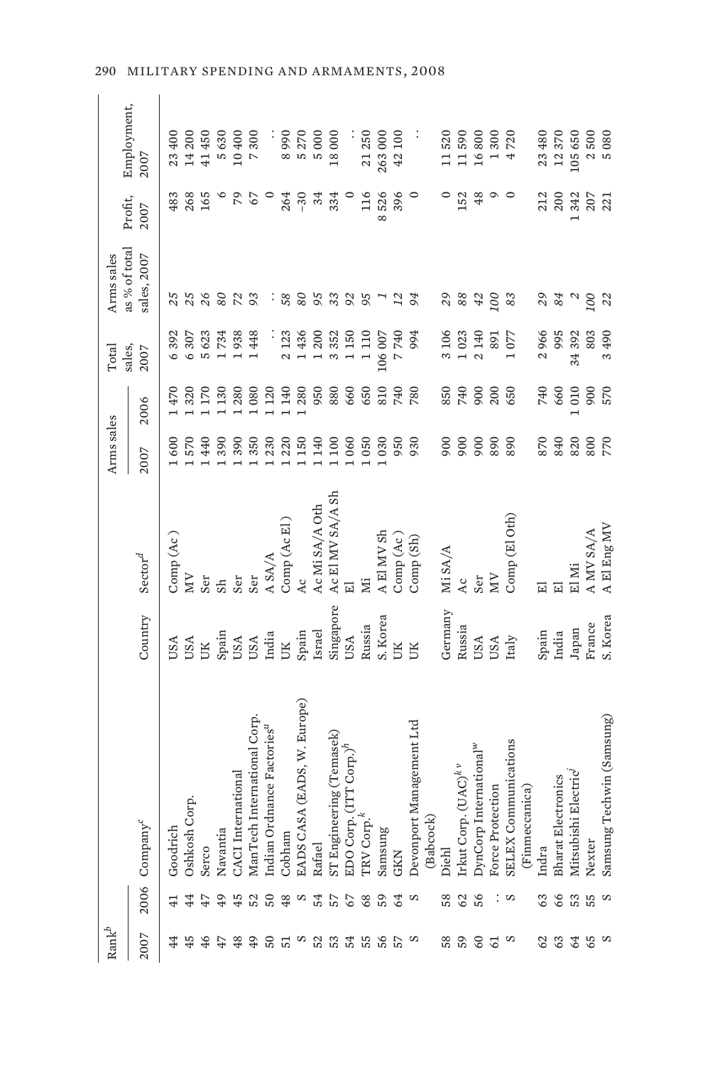| Rank[b] | | | | | Arms sales | | Total sales, | Arms sales as % of total | Profit, | Employment, |
|---|---|---|---|---|---|---|---|---|---|---|
| 2007 | 2006 | Company[c] | Country | Sector[d] | 2007 | 2006 | 2007 | sales, 2007 | 2007 | 2007 |
| 44 | 41 | Goodrich | USA | Comp (Ac) | 1 600 | 1 470 | 6 392 | *25* | 483 | 23 400 |
| 45 | 44 | Oshkosh Corp. | USA | MV | 1 570 | 1 320 | 6 307 | *25* | 268 | 14 200 |
| 46 | 47 | Serco | UK | Ser | 1 440 | 1 170 | 5 623 | *26* | 165 | 41 450 |
| 47 | 49 | Navantia | Spain | Sh | 1 390 | 1 130 | 1 734 | *80* | 6 | 5 630 |
| 48 | 45 | CACI International | USA | Ser | 1 390 | 1 280 | 1 938 | *72* | 79 | 10 400 |
| 49 | 52 | ManTech International Corp. | USA | Ser | 1 350 | 1 080 | 1 448 | *93* | 67 | 7 300 |
| 50 | 50 | Indian Ordnance Factories[u] | India | A SA/A | 1 230 | 1 120 | . . | . . | 0 | . . |
| 51 | 48 | Cobham | UK | Comp (Ac El) | 1 220 | 1 140 | 2 123 | *58* | 264 | 8 990 |
| S | S | EADS CASA (EADS, W. Europe) | Spain | Ac | 1 150 | 1 280 | 1 436 | *80* | –30 | 5 270 |
| 52 | 54 | Rafael | Israel | Ac Mi SA/A Oth | 1 140 | 950 | 1 200 | *95* | 34 | 5 000 |
| 53 | 57 | ST Engineering (Temasek) | Singapore | Ac El MV SA/A Sh | 1 100 | 880 | 3 352 | *33* | 334 | 18 000 |
| 54 | 67 | EDO Corp. (ITT Corp.)[h] | USA | El | 1 060 | 660 | 1 150 | *92* | 0 | . . |
| 55 | 68 | TRV Corp.[k] | Russia | Mi | 1 050 | 650 | 1 110 | *95* | 116 | 21 250 |
| 56 | 59 | Samsung | S. Korea | A El MV Sh | 1 030 | 810 | 106 007 | *1* | 8 526 | 263 000 |
| 57 | 64 | GKN | UK | Comp (Ac) | 950 | 740 | 7 740 | *12* | 396 | 42 100 |
| S | S | Devonport Management Ltd (Babcock) | UK | Comp (Sh) | 930 | 780 | 994 | *94* | 0 | . . |
| 58 | 58 | Diehl | Germany | Mi SA/A | 900 | 850 | 3 106 | *29* | 0 | 11 520 |
| 59 | 62 | Irkut Corp. (UAC)[k v] | Russia | Ac | 900 | 740 | 1 023 | *88* | 152 | 11 590 |
| 60 | 56 | DynCorp International[w] | USA | Ser | 900 | 900 | 2 140 | *42* | 48 | 16 800 |
| 61 | . . | Force Protection | USA | MV | 890 | 200 | 891 | *100* | 9 | 1 300 |
| S | S | SELEX Communications (Finmeccanica) | Italy | Comp (El Oth) | 890 | 650 | 1 077 | *83* | 0 | 4 720 |
| 62 | 63 | Indra | Spain | El | 870 | 740 | 2 966 | *29* | 212 | 23 480 |
| 63 | 66 | Bharat Electronics | India | El | 840 | 660 | 995 | *84* | 200 | 12 370 |
| 64 | 53 | Mitsubishi Electric[j] | Japan | El Mi | 820 | 1 010 | 34 392 | *2* | 1 342 | 105 650 |
| 65 | 55 | Nexter | France | A MV SA/A | 800 | 900 | 803 | *100* | 207 | 2 500 |
| S | S | Samsung Techwin (Samsung) | S. Korea | A El Eng MV | 770 | 570 | 3 490 | *22* | 221 | 5 080 |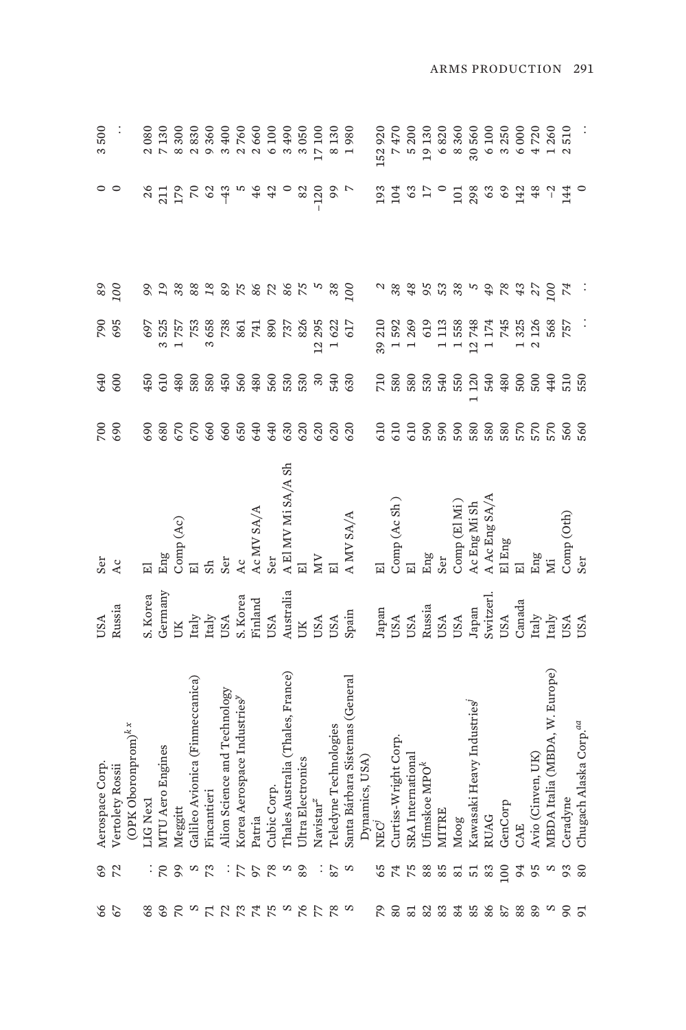| | | | | | | | | | | |
|---|---|---|---|---|---|---|---|---|---|---|
| 66 | 69 | Aerospace Corp. | USA | Ser | 700 | 640 | 790 | *89* | 0 | 3 500 |
| 67 | 72 | Vertolety Rossii (OPK Oboronprom)[k x] | Russia | Ac | 690 | 600 | 695 | *100* | 0 | . . |
| 68 | . . | LIG Nex1 | S. Korea | El | 690 | 450 | 697 | *99* | 26 | 2 080 |
| 69 | 70 | MTU Aero Engines | Germany | Eng | 680 | 610 | 3 525 | *19* | 211 | 7 130 |
| 70 | 99 | Meggitt | UK | Comp (Ac) | 670 | 480 | 1 757 | *38* | 179 | 8 300 |
| S | S | Galileo Avionica (Finmeccanica) | Italy | El | 670 | 580 | 753 | *88* | 70 | 2 830 |
| 71 | 73 | Fincantieri | Italy | Sh | 660 | 580 | 3 658 | *18* | 62 | 9 360 |
| 72 | . . | Alion Science and Technology | USA | Ser | 660 | 450 | 738 | *89* | –43 | 3 400 |
| 73 | 77 | Korea Aerospace Industries[y] | S. Korea | Ac | 650 | 560 | 861 | *75* | 5 | 2 760 |
| 74 | 97 | Patria | Finland | Ac MV SA/A | 640 | 480 | 741 | *86* | 46 | 2 660 |
| 75 | 78 | Cubic Corp. | USA | Ser | 640 | 560 | 890 | *72* | 42 | 6 100 |
| S | S | Thales Australia (Thales, France) | Australia | A El MV Mi SA/A Sh | 630 | 530 | 737 | *86* | 0 | 3 490 |
| 76 | 89 | Ultra Electronics | UK | El | 620 | 530 | 826 | *75* | 82 | 3 050 |
| 77 | . . | Navistar[z] | USA | MV | 620 | 30 | 12 295 | *5* | –120 | 17 100 |
| 78 | 87 | Teledyne Technologies | USA | El | 620 | 540 | 1 622 | *38* | 99 | 8 130 |
| S | S | Santa Bárbara Sistemas (General Dynamics, USA) | Spain | A MV SA/A | 620 | 630 | 617 | *100* | 7 | 1 980 |
| 79 | 65 | NEC[j] | Japan | El | 610 | 710 | 39 210 | *2* | 193 | 152 920 |
| 80 | 74 | Curtiss-Wright Corp. | USA | Comp (Ac Sh ) | 610 | 580 | 1 592 | *38* | 104 | 7 470 |
| 81 | 75 | SRA International | USA | El | 610 | 580 | 1 269 | *48* | 63 | 5 200 |
| 82 | 88 | Ufimskoe MPO[k] | Russia | Eng | 590 | 530 | 619 | *95* | 17 | 19 130 |
| 83 | 85 | MITRE | USA | Ser | 590 | 540 | 1 113 | *53* | 0 | 6 820 |
| 84 | 81 | Moog | USA | Comp (El Mi) | 590 | 550 | 1 558 | *38* | 101 | 8 360 |
| 85 | 51 | Kawasaki Heavy Industries[j] | Japan | Ac Eng Mi Sh | 580 | 1 120 | 12 748 | *5* | 298 | 30 560 |
| 86 | 83 | RUAG | Switzerl. | A Ac Eng SA/A | 580 | 540 | 1 174 | *49* | 63 | 6 100 |
| 87 | 100 | GenCorp | USA | El Eng | 580 | 480 | 745 | *78* | 69 | 3 250 |
| 88 | 94 | CAE | Canada | El | 570 | 500 | 1 325 | *43* | 142 | 6 000 |
| 89 | 95 | Avio (Cinven, UK) | Italy | Eng | 570 | 500 | 2 126 | *27* | 48 | 4 720 |
| S | S | MBDA Italia (MBDA, W. Europe) | Italy | Mi | 570 | 440 | 568 | *100* | –2 | 1 260 |
| 90 | 93 | Ceradyne | USA | Comp (Oth) | 560 | 510 | 757 | *74* | 144 | 2 510 |
| 91 | 80 | Chugach Alaska Corp.[aa] | USA | Ser | 560 | 550 | . . | . . | 0 | . . |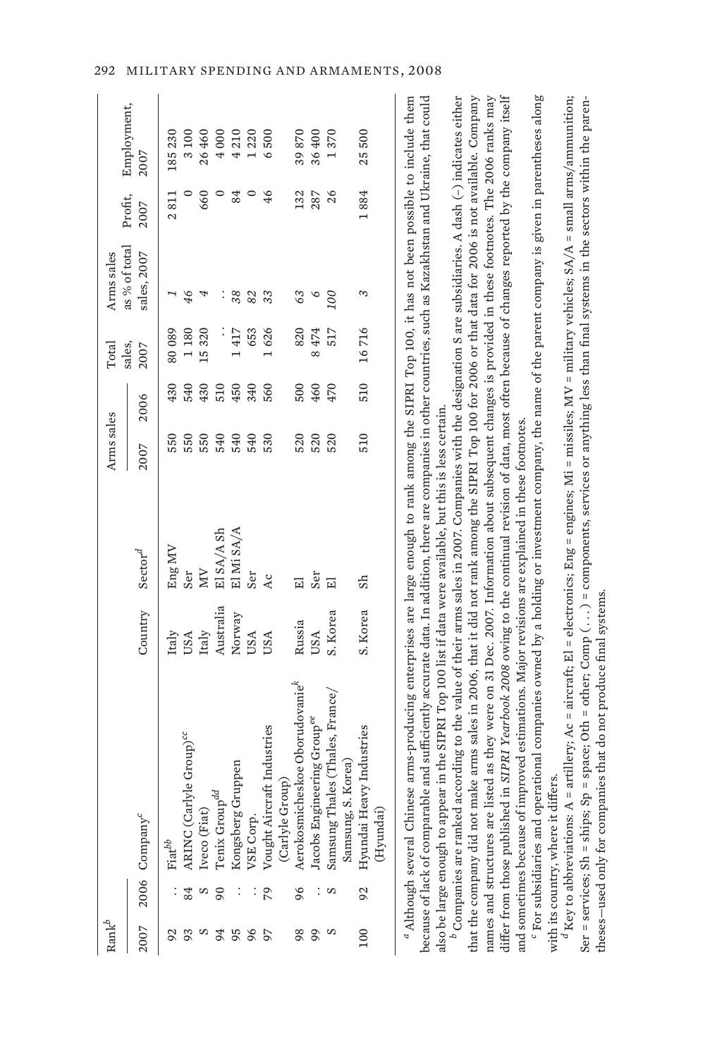| Rank[b] | | Company[c] | Country | Sector[d] | Arms sales | | Total sales, | Arms sales as % of total | Profit, | Employment, |
|---|---|---|---|---|---|---|---|---|---|---|
| 2007 | 2006 | | | | 2007 | 2006 | 2007 | sales, 2007 | 2007 | 2007 |
| 92 | . . | Fiat[bb] | Italy | Eng MV | 550 | 430 | 80 089 | *1* | 2 811 | 185 230 |
| 93 | 84 | ARINC (Carlyle Group)[cc] | USA | Ser | 550 | 540 | 1 180 | *46* | 0 | 3 100 |
| S | S | Iveco (Fiat) | Italy | MV | 550 | 430 | 15 320 | *4* | 660 | 26 460 |
| 94 | 90 | Tenix Group[dd] | Australia | El SA/A Sh | 540 | 510 | . . | . . | 0 | 4 000 |
| 95 | . . | Kongsberg Gruppen | Norway | El Mi SA/A | 540 | 450 | 1 417 | *38* | 84 | 4 210 |
| 96 | . . | VSE Corp. | USA | Ser | 540 | 340 | 653 | *82* | 0 | 1 220 |
| 97 | 79 | Vought Aircraft Industries (Carlyle Group) | USA | Ac | 530 | 560 | 1 626 | *33* | 46 | 6 500 |
| 98 | 96 | Aerokosmicheskoe Oborudovanie[k] | Russia | El | 520 | 500 | 820 | *63* | 132 | 39 870 |
| 99 | . . | Jacobs Engineering Group[ee] | USA | Ser | 520 | 460 | 8 474 | *6* | 287 | 36 400 |
| S | S | Samsung Thales (Thales, France/ Samsung, S. Korea) | S. Korea | El | 520 | 470 | 517 | *100* | 26 | 1 370 |
| 100 | 92 | Hyundai Heavy Industries (Hyundai) | S. Korea | Sh | 510 | 510 | 16 716 | *3* | 1 884 | 25 500 |

[a] Although several Chinese arms-producing enterprises are large enough to rank among the SIPRI Top 100, it has not been possible to include them because of lack of comparable and sufficiently accurate data. In addition, there are companies in other countries, such as Kazakhstan and Ukraine, that could also be large enough to appear in the SIPRI Top 100 list if data were available, but this is less certain.

[b] Companies are ranked according to the value of their arms sales in 2007. Companies with the designation S are subsidiaries. A dash (–) indicates either that the company did not make arms sales in 2006, that it did not rank among the SIPRI Top 100 for 2006 or that data for 2006 is not available. Company names and structures are listed as they were on 31 Dec. 2007. Information about subsequent changes is provided in these footnotes. The 2006 ranks may differ from those published in *SIPRI Yearbook 2008* owing to the continual revision of data, most often because of changes reported by the company itself and sometimes because of improved estimations. Major revisions are explained in these footnotes.

[c] For subsidiaries and operational companies owned by a holding or investment company, the name of the parent company is given in parentheses along with its country, where it differs.

[d] Key to abbreviations: A = artillery; Ac = aircraft; El = electronics; Eng = engines; Mi = missiles; MV = military vehicles; SA/A = small arms/ammunition; Ser = services; Sh = ships; Sp = space; Oth = other; Comp (. . .) = components, services or anything less than final systems in the sectors within the parentheses—used only for companies that do not produce final systems.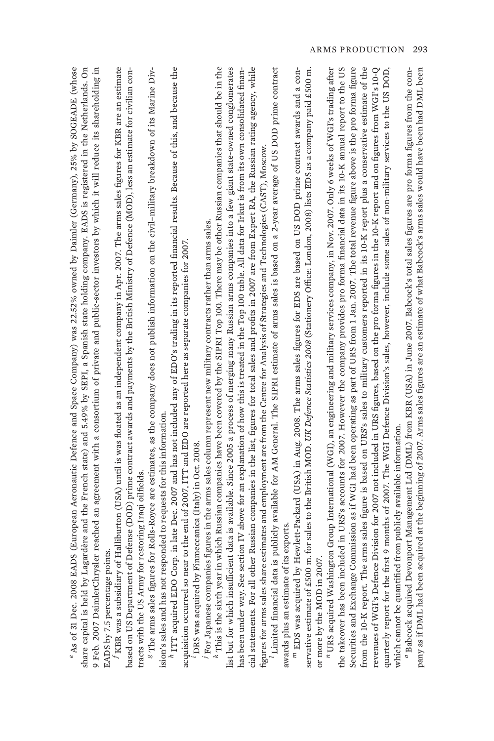[e] As of 31 Dec. 2008 EADS (European Aeronautic Defence and Space Company) was 22.52% owned by Daimler (Germany), 25% by SOGEADE (whose share capital is held by Lagardère and the French state) and 5.49% by SEPI, a Spanish state holding company. EADS is registered in the Netherlands. On 9 Feb. 2007 DaimlerChrysler reached an agreement with a consortium of private and public-sector investors by which it will reduce its shareholding in EADS by 7.5 percentage points.

[f] KBR was a subsidiary of Halliburton (USA) until is was floated as an independent company in Apr. 2007. The arms sales figures for KBR are an estimate based on US Department of Defense (DOD) prime contract awards and payments by the British Ministry of Defence (MOD), less an estimate for civilian contracts with the US Army for restoring Iraqi oilfields.

[g] The arms sales figures for Rolls-Royce are estimates, as the company does not publish information on the civil–military breakdown of its Marine Division's sales and has not responded to requests for this information.

[h] ITT acquired EDO Corp. in late Dec. 2007 and has not included any of EDO's trading in its reported financial results. Because of this, and because the acquisition occurred so near to the end of 2007, ITT and EDO are reported here as separate companies for 2007.

[i] DRS was acquired by Finmeccanica (Italy) in Oct. 2008.

[j] For Japanese companies figures in the arms sales column represent new military contracts rather than arms sales.

[k] This is the sixth year in which Russian companies have been covered by the SIPRI Top 100. There may be other Russian companies that should be in the list but for which insufficient data is available. Since 2005 a process of merging many Russian arms companies into a few giant state-owned conglomerates has been under way. See section IV above for an explanation of how this is treated in the Top 100 table. All data for Irkut is from its own consolidated financial statements. For all other Russian companies in the list, figures for total sales and profits in 2007 are from Expert RA, the Russian rating agency, while figures for arms sales share estimates and employment are from the Centre for Analysis of Strategies and Technologies (CAST), Moscow.

[l] Limited financial data is publicly available for AM General. The SIPRI estimate of arms sales is based on a 2-year average of US DOD prime contract awards plus an estimate of its exports.

[m] EDS was acquired by Hewlett-Packard (USA) in Aug. 2008. The arms sales figures for EDS are based on US DOD prime contract awards and a conservative estimate of £500 m. for sales to the British MOD. *UK Defence Statistics 2008* (Stationery Office: London, 2008) lists EDS as a company paid £500 m. or more by the MOD in 2007.

[n] URS acquired Washington Group International (WGI), an engineering and military services company, in Nov. 2007. Only 6 weeks of WGI's trading after the takeover has been included in URS's accounts for 2007. However the company provides pro forma financial data in its 10-K annual report to the US Securities and Exchange Commission as if WGI had been operating as part of URS from 1 Jan. 2007. The total revenue figure above is the pro forma figure from the 10-K report. The arms sales figure is based on URS's sales to military customers reported in its 10-K report plus a conservative estimate of the revenues of WGI's Defence Division for 2007 not included in URS figures, based on the pro forma figures in the 10-K report and on figures from WGI's 10-Q quarterly report for the first 9 months of 2007. The WGI Defence Division's sales, however, include some sales of non-military services to the US DOD, which cannot be quantified from publicly available information.

[o] Babcock acquired Devonport Management Ltd (DML) from KBR (USA) in June 2007. Babcock's total sales figures are pro forma figures from the company as if DML had been acquired at the beginning of 2007. Arms sales figures are an estimate of what Babcock's arms sales would have been had DML been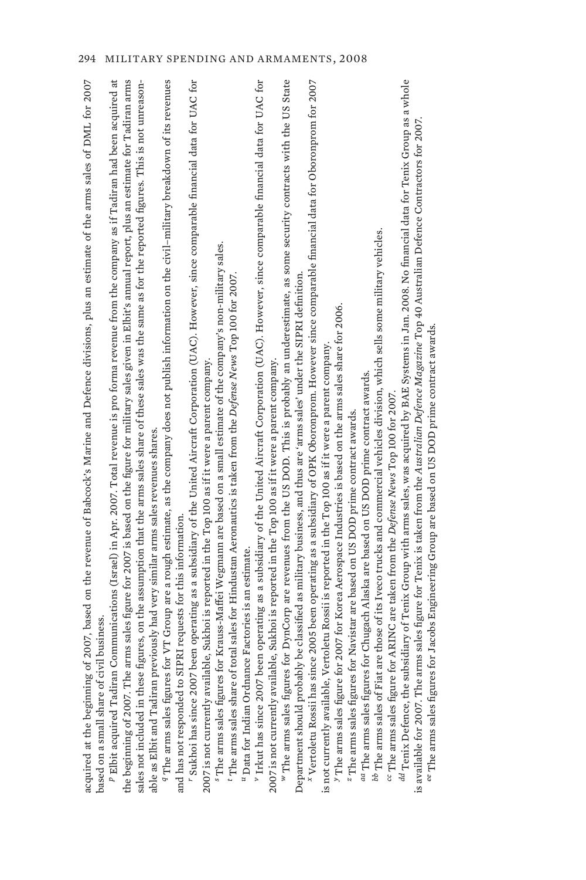acquired at the beginning of 2007, based on the revenue of Babcock's Marine and Defence divisions, plus an estimate of the arms sales of DML for 2007 based on a small share of civil business.

[p] Elbit acquired Tadiran Communications (Israel) in Apr. 2007. Total revenue is pro forma revenue from the company as if Tadiran had been acquired at the beginning of 2007. The arms sales figure for 2007 is based on the figure for military sales given in Elbit's annual report, plus an estimate for Tadiran arms sales not included in these figures, on the assumption that the arms sales share of these sales was the same as for the reported figures. This is not unreasonable as Elbit and Tadiran previously had very similar arms sales revenues shares.

[q] The arms sales figures for VT Group are a rough estimate, as the company does not publish information on the civil–military breakdown of its revenues and has not responded to SIPRI requests for this information.

[r] Sukhoi has since 2007 been operating as a subsidiary of the United Aircraft Corporation (UAC). However, since comparable financial data for UAC for 2007 is not currently available, Sukhoi is reported in the Top 100 as if it were a parent company.

[s] The arms sales figures for Krauss-Maffei Wegmann are based on a small estimate of the company's non-military sales.

[t] The arms sales share of total sales for Hindustan Aeronautics is taken from the *Defense News* Top 100 for 2007.

[u] Data for Indian Ordnance Factories is an estimate.

[v] Irkut has since 2007 been operating as a subsidiary of the United Aircraft Corporation (UAC). However, since comparable financial data for UAC for 2007 is not currently available, Sukhoi is reported in the Top 100 as if it were a parent company.

[w] The arms sales figures for DynCorp are revenues from the US DOD. This is probably an underestimate, as some security contracts with the US State Department should probably be classified as military business, and thus are 'arms sales' under the SIPRI definition.

[x] Vertoletu Rossii has since 2005 been operating as a subsidiary of OPK Oboronprom. However since comparable financial data for Oboronprom for 2007 is not currently available, Vertoletu Rossii is reported in the Top 100 as if it were a parent company.

[y] The arms sales figure for 2007 for Korea Aerospace Industries is based on the arms sales share for 2006.

[z] The arms sales figures for Navistar are based on US DOD prime contract awards.

[aa] The arms sales figures for Chugach Alaska are based on US DOD prime contract awards.

[bb] The arms sales of Fiat are those of its Iveco trucks and commercial vehicles division, which sells some military vehicles.

[cc] The arms sales figure for ARINC are taken from the *Defense News* Top 100 for 2007.

[dd] Tenix Defence, the subsidiary of Tenix Group with arms sales, was acquired by BAE Systems in Jan. 2008. No financial data for Tenix Group as a whole is available for 2007. The arms sales figure for Tenix is taken from the *Australian Defence Magazine* Top 40 Australian Defence Contractors for 2007.

[ee] The arms sales figures for Jacobs Engineering Group are based on US DOD prime contract awards.